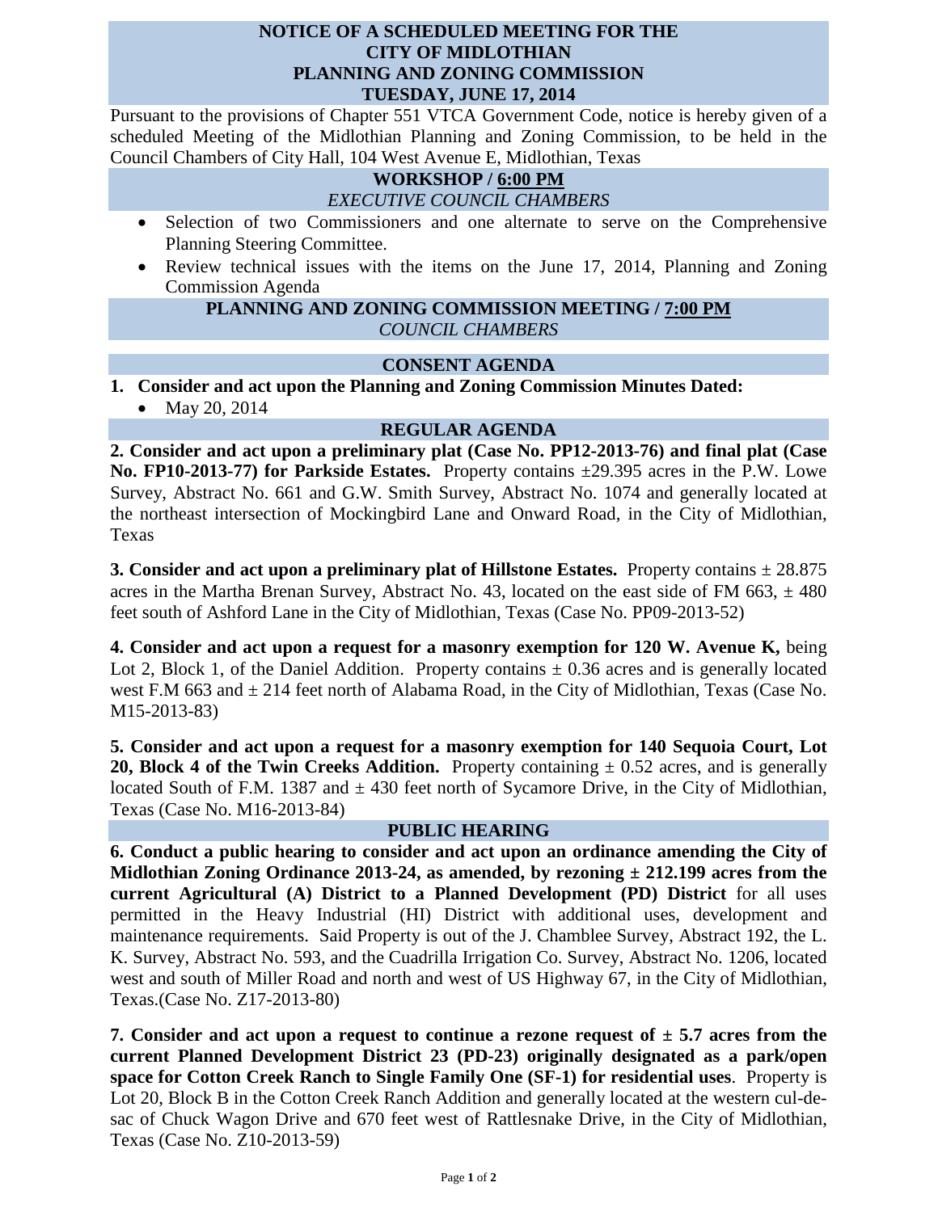# NOTICE OF A SCHEDULED MEETING FOR THE CITY OF MIDLOTHIAN PLANNING AND ZONING COMMISSION TUESDAY, JUNE 17, 2014

Pursuant to the provisions of Chapter 551 VTCA Government Code, notice is hereby given of a scheduled Meeting of the Midlothian Planning and Zoning Commission, to be held in the Council Chambers of City Hall, 104 West Avenue E, Midlothian, Texas

## WORKSHOP / 6:00 PM

*EXECUTIVE COUNCIL CHAMBERS*

- Selection of two Commissioners and one alternate to serve on the Comprehensive Planning Steering Committee.
- Review technical issues with the items on the June 17, 2014, Planning and Zoning Commission Agenda

## PLANNING AND ZONING COMMISSION MEETING / 7:00 PM

*COUNCIL CHAMBERS*

## CONSENT AGENDA

**1. Consider and act upon the Planning and Zoning Commission Minutes Dated:**

- May 20, 2014

## REGULAR AGENDA

**2. Consider and act upon a preliminary plat (Case No. PP12-2013-76) and final plat (Case No. FP10-2013-77) for Parkside Estates.** Property contains ±29.395 acres in the P.W. Lowe Survey, Abstract No. 661 and G.W. Smith Survey, Abstract No. 1074 and generally located at the northeast intersection of Mockingbird Lane and Onward Road, in the City of Midlothian, Texas

**3. Consider and act upon a preliminary plat of Hillstone Estates.** Property contains ± 28.875 acres in the Martha Brenan Survey, Abstract No. 43, located on the east side of FM 663, ± 480 feet south of Ashford Lane in the City of Midlothian, Texas (Case No. PP09-2013-52)

**4. Consider and act upon a request for a masonry exemption for 120 W. Avenue K,** being Lot 2, Block 1, of the Daniel Addition. Property contains ± 0.36 acres and is generally located west F.M 663 and ± 214 feet north of Alabama Road, in the City of Midlothian, Texas (Case No. M15-2013-83)

**5. Consider and act upon a request for a masonry exemption for 140 Sequoia Court, Lot 20, Block 4 of the Twin Creeks Addition.** Property containing ± 0.52 acres, and is generally located South of F.M. 1387 and ± 430 feet north of Sycamore Drive, in the City of Midlothian, Texas (Case No. M16-2013-84)

## PUBLIC HEARING

**6. Conduct a public hearing to consider and act upon an ordinance amending the City of Midlothian Zoning Ordinance 2013-24, as amended, by rezoning ± 212.199 acres from the current Agricultural (A) District to a Planned Development (PD) District** for all uses permitted in the Heavy Industrial (HI) District with additional uses, development and maintenance requirements. Said Property is out of the J. Chamblee Survey, Abstract 192, the L. K. Survey, Abstract No. 593, and the Cuadrilla Irrigation Co. Survey, Abstract No. 1206, located west and south of Miller Road and north and west of US Highway 67, in the City of Midlothian, Texas.(Case No. Z17-2013-80)

**7. Consider and act upon a request to continue a rezone request of ± 5.7 acres from the current Planned Development District 23 (PD-23) originally designated as a park/open space for Cotton Creek Ranch to Single Family One (SF-1) for residential uses**. Property is Lot 20, Block B in the Cotton Creek Ranch Addition and generally located at the western cul-de-sac of Chuck Wagon Drive and 670 feet west of Rattlesnake Drive, in the City of Midlothian, Texas (Case No. Z10-2013-59)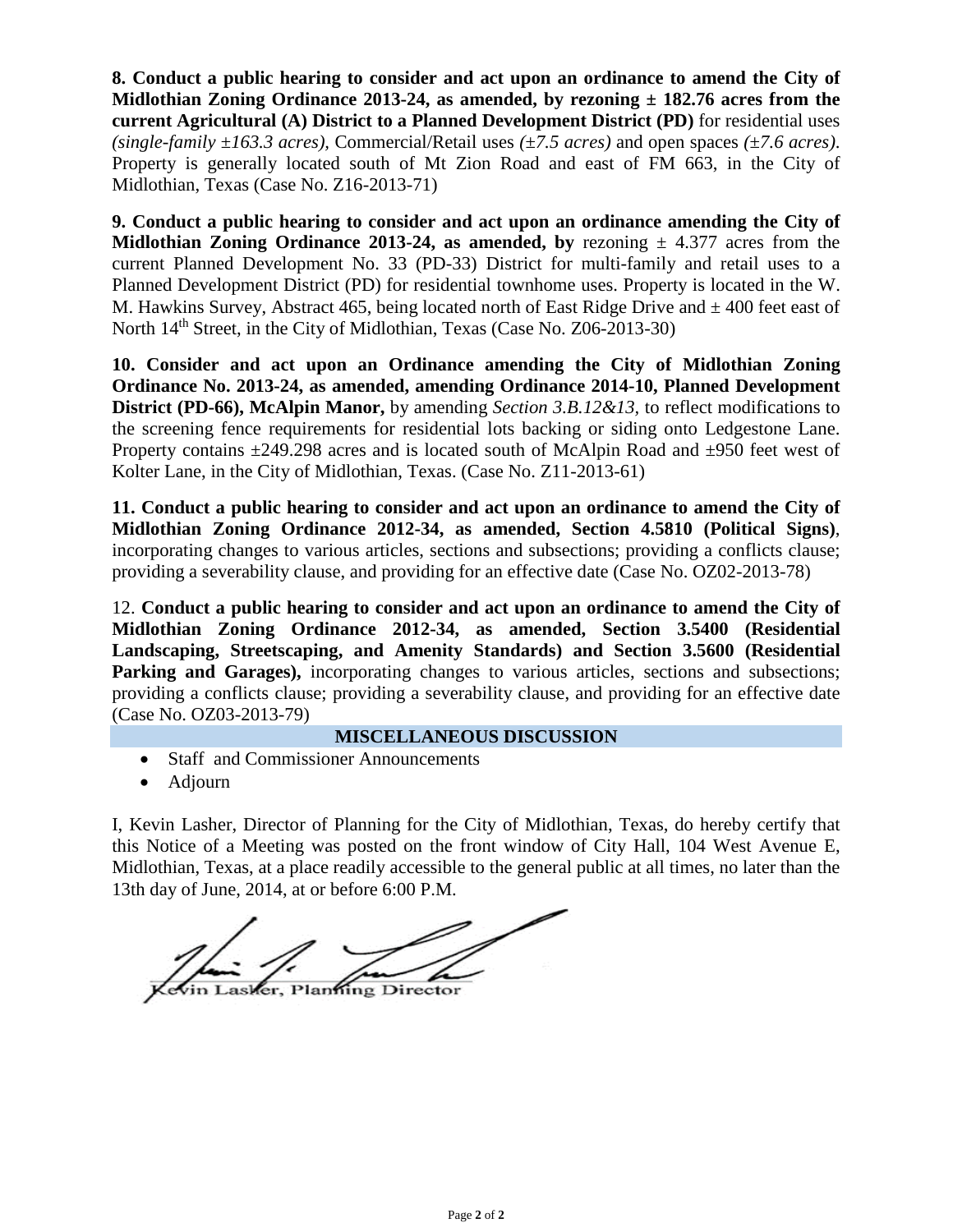**8. Conduct a public hearing to consider and act upon an ordinance to amend the City of Midlothian Zoning Ordinance 2013-24, as amended, by rezoning ± 182.76 acres from the current Agricultural (A) District to a Planned Development District (PD)** for residential uses *(single-family ±163.3 acres)*, Commercial/Retail uses *(±7.5 acres)* and open spaces *(±7.6 acres)*. Property is generally located south of Mt Zion Road and east of FM 663, in the City of Midlothian, Texas (Case No. Z16-2013-71)

**9. Conduct a public hearing to consider and act upon an ordinance amending the City of Midlothian Zoning Ordinance 2013-24, as amended, by** rezoning ± 4.377 acres from the current Planned Development No. 33 (PD-33) District for multi-family and retail uses to a Planned Development District (PD) for residential townhome uses. Property is located in the W. M. Hawkins Survey, Abstract 465, being located north of East Ridge Drive and ± 400 feet east of North 14th Street, in the City of Midlothian, Texas (Case No. Z06-2013-30)

**10. Consider and act upon an Ordinance amending the City of Midlothian Zoning Ordinance No. 2013-24, as amended, amending Ordinance 2014-10, Planned Development District (PD-66), McAlpin Manor,** by amending *Section 3.B.12&13*, to reflect modifications to the screening fence requirements for residential lots backing or siding onto Ledgestone Lane. Property contains ±249.298 acres and is located south of McAlpin Road and ±950 feet west of Kolter Lane, in the City of Midlothian, Texas. (Case No. Z11-2013-61)

**11. Conduct a public hearing to consider and act upon an ordinance to amend the City of Midlothian Zoning Ordinance 2012-34, as amended, Section 4.5810 (Political Signs)**, incorporating changes to various articles, sections and subsections; providing a conflicts clause; providing a severability clause, and providing for an effective date (Case No. OZ02-2013-78)

12. **Conduct a public hearing to consider and act upon an ordinance to amend the City of Midlothian Zoning Ordinance 2012-34, as amended, Section 3.5400 (Residential Landscaping, Streetscaping, and Amenity Standards) and Section 3.5600 (Residential Parking and Garages),** incorporating changes to various articles, sections and subsections; providing a conflicts clause; providing a severability clause, and providing for an effective date (Case No. OZ03-2013-79)

## MISCELLANEOUS DISCUSSION

- Staff and Commissioner Announcements
- Adjourn

I, Kevin Lasher, Director of Planning for the City of Midlothian, Texas, do hereby certify that this Notice of a Meeting was posted on the front window of City Hall, 104 West Avenue E, Midlothian, Texas, at a place readily accessible to the general public at all times, no later than the 13th day of June, 2014, at or before 6:00 P.M.

Kevin Lasher, Planning Director